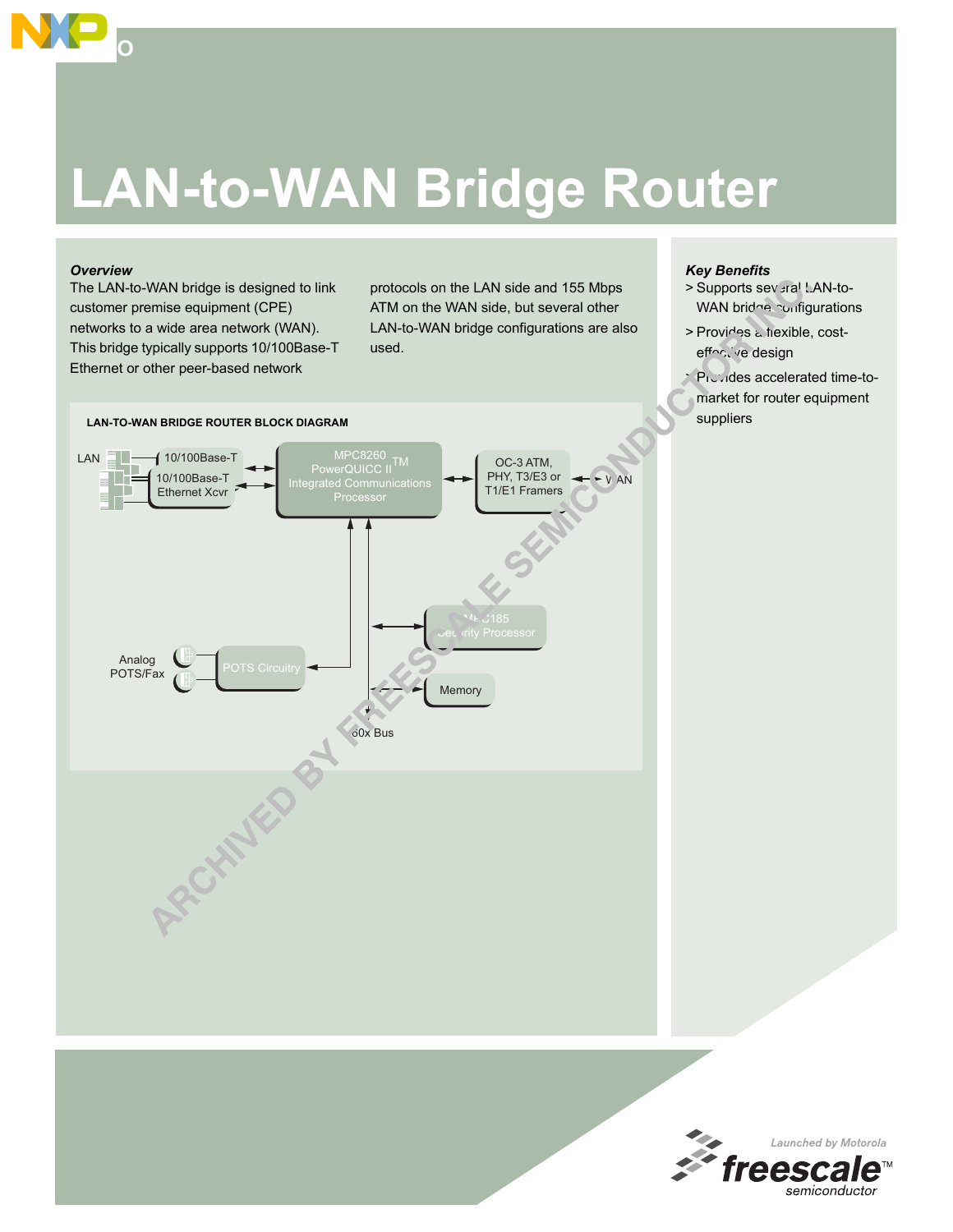# LAN-to-WAN Bridge Router

### *Overview*

The LAN-to-WAN bridge is designed to link customer premise equipment (CPE) networks to a wide area network (WAN). This bridge typically supports 10/100Base-T Ethernet or other peer-based network protocols on the LAN side and 155 Mbps ATM on the WAN side, but several other LAN-to-WAN bridge configurations are also used.

**LAN-TO-WAN BRIDGE ROUTER BLOCK DIAGRAM**

LAN

10/100Base-T

10/100Base-T Ethernet Xcvr

MPC8260 PowerQUICC II™ Integrated Communications Processor

OC-3 ATM, PHY, T3/E3 or T1/E1 Framers

WAN

MPC185 Security Processor

Analog POTS/Fax

POTS Circuitry

Memory

60x Bus

### *Key Benefits*

> Supports several LAN-to-WAN bridge configurations

> Provides a flexible, cost-effective design

> Provides accelerated time-to-market for router equipment suppliers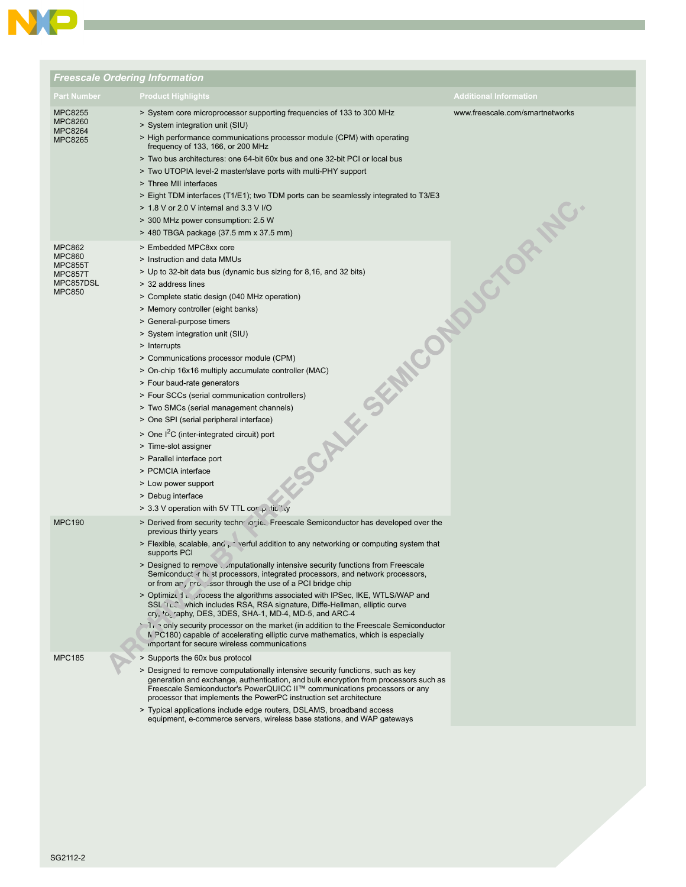## Freescale Ordering Information

| Part Number | Product Highlights | Additional Information |
|---|---|---|
| MPC8255<br>MPC8260<br>MPC8264<br>MPC8265 | > System core microprocessor supporting frequencies of 133 to 300 MHz<br>> System integration unit (SIU)<br>> High performance communications processor module (CPM) with operating frequency of 133, 166, or 200 MHz<br>> Two bus architectures: one 64-bit 60x bus and one 32-bit PCI or local bus<br>> Two UTOPIA level-2 master/slave ports with multi-PHY support<br>> Three MII interfaces<br>> Eight TDM interfaces (T1/E1); two TDM ports can be seamlessly integrated to T3/E3<br>> 1.8 V or 2.0 V internal and 3.3 V I/O<br>> 300 MHz power consumption: 2.5 W<br>> 480 TBGA package (37.5 mm x 37.5 mm) | www.freescale.com/smartnetworks |
| MPC862<br>MPC860<br>MPC855T<br>MPC857T<br>MPC857DSL<br>MPC850 | > Embedded MPC8xx core<br>> Instruction and data MMUs<br>> Up to 32-bit data bus (dynamic bus sizing for 8,16, and 32 bits)<br>> 32 address lines<br>> Complete static design (040 MHz operation)<br>> Memory controller (eight banks)<br>> General-purpose timers<br>> System integration unit (SIU)<br>> Interrupts<br>> Communications processor module (CPM)<br>> On-chip 16x16 multiply accumulate controller (MAC)<br>> Four baud-rate generators<br>> Four SCCs (serial communication controllers)<br>> Two SMCs (serial management channels)<br>> One SPI (serial peripheral interface)<br>> One $I^2C$ (inter-integrated circuit) port<br>> Time-slot assigner<br>> Parallel interface port<br>> PCMCIA interface<br>> Low power support<br>> Debug interface<br>> 3.3 V operation with 5V TTL compatibility | |
| MPC190 | > Derived from security technologies Freescale Semiconductor has developed over the previous thirty years<br>> Flexible, scalable, and powerful addition to any networking or computing system that supports PCI<br>> Designed to remove computationally intensive security functions from Freescale Semiconductor host processors, integrated processors, and network processors, or from any processor through the use of a PCI bridge chip<br>> Optimized to process the algorithms associated with IPSec, IKE, WTLS/WAP and SSL/TLS which includes RSA, RSA signature, Diffe-Hellman, elliptic curve cryptography, DES, 3DES, SHA-1, MD-4, MD-5, and ARC-4<br>> The only security processor on the market (in addition to the Freescale Semiconductor MPC180) capable of accelerating elliptic curve mathematics, which is especially important for secure wireless communications | |
| MPC185 | > Supports the 60x bus protocol<br>> Designed to remove computationally intensive security functions, such as key generation and exchange, authentication, and bulk encryption from processors such as Freescale Semiconductor's PowerQUICC II™ communications processors or any processor that implements the PowerPC instruction set architecture<br>> Typical applications include edge routers, DSLAMS, broadband access equipment, e-commerce servers, wireless base stations, and WAP gateways | |

SG2112-2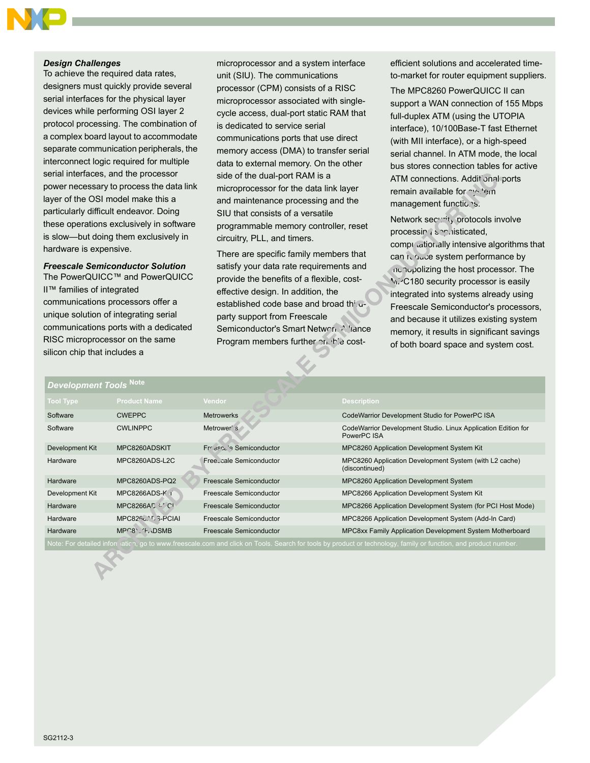### *Design Challenges*

To achieve the required data rates, designers must quickly provide several serial interfaces for the physical layer devices while performing OSI layer 2 protocol processing. The combination of a complex board layout to accommodate separate communication peripherals, the interconnect logic required for multiple serial interfaces, and the processor power necessary to process the data link layer of the OSI model make this a particularly difficult endeavor. Doing these operations exclusively in software is slow—but doing them exclusively in hardware is expensive.

### *Freescale Semiconductor Solution*

The PowerQUICC™ and PowerQUICC II™ families of integrated communications processors offer a unique solution of integrating serial communications ports with a dedicated RISC microprocessor on the same silicon chip that includes a microprocessor and a system interface unit (SIU). The communications processor (CPM) consists of a RISC microprocessor associated with single-cycle access, dual-port static RAM that is dedicated to service serial communications ports that use direct memory access (DMA) to transfer serial data to external memory. On the other side of the dual-port RAM is a microprocessor for the data link layer and maintenance processing and the SIU that consists of a versatile programmable memory controller, reset circuitry, PLL, and timers.

There are specific family members that satisfy your data rate requirements and provide the benefits of a flexible, cost-effective design. In addition, the established code base and broad third-party support from Freescale Semiconductor's Smart Network Alliance Program members further enable cost-efficient solutions and accelerated time-to-market for router equipment suppliers.

The MPC8260 PowerQUICC II can support a WAN connection of 155 Mbps full-duplex ATM (using the UTOPIA interface), 10/100Base-T fast Ethernet (with MII interface), or a high-speed serial channel. In ATM mode, the local bus stores connection tables for active ATM connections. Additional ports remain available for system management functions.

Network security protocols involve processing sophisticated, computationally intensive algorithms that can reduce system performance by monopolizing the host processor. The MPC180 security processor is easily integrated into systems already using Freescale Semiconductor's processors, and because it utilizes existing system memory, it results in significant savings of both board space and system cost.

| *Development Tools* Note | | | |
|---|---|---|---|
| **Tool Type** | **Product Name** | **Vendor** | **Description** |
| Software | CWEPPC | Metrowerks | CodeWarrior Development Studio for PowerPC ISA |
| Software | CWLINPPC | Metrowerks | CodeWarrior Development Studio. Linux Application Edition for PowerPC ISA |
| Development Kit | MPC8260ADSKIT | Freescale Semiconductor | MPC8260 Application Development System Kit |
| Hardware | MPC8260ADS-L2C | Freescale Semiconductor | MPC8260 Application Development System (with L2 cache) (discontinued) |
| Hardware | MPC8260ADS-PQ2 | Freescale Semiconductor | MPC8260 Application Development System |
| Development Kit | MPC8266ADS-KIT | Freescale Semiconductor | MPC8266 Application Development System Kit |
| Hardware | MPC8266ADS-PCI | Freescale Semiconductor | MPC8266 Application Development System (for PCI Host Mode) |
| Hardware | MPC8266ADS-PCIAI | Freescale Semiconductor | MPC8266 Application Development System (Add-In Card) |
| Hardware | MPC8XXFADSMB | Freescale Semiconductor | MPC8xx Family Application Development System Motherboard |

Note: For detailed information, go to www.freescale.com and click on Tools. Search for tools by product or technology, family or function, and product number.

SG2112-3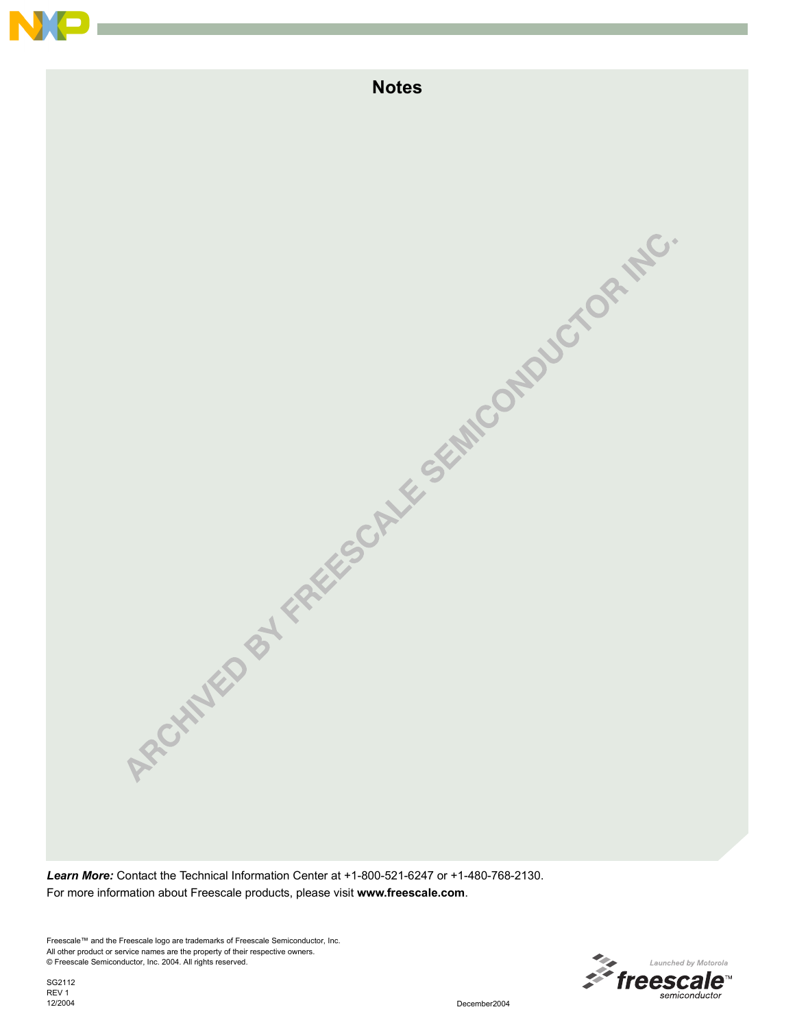# Notes

***Learn More:*** Contact the Technical Information Center at +1-800-521-6247 or +1-480-768-2130.
For more information about Freescale products, please visit **www.freescale.com**.

Freescale™ and the Freescale logo are trademarks of Freescale Semiconductor, Inc.
All other product or service names are the property of their respective owners.
© Freescale Semiconductor, Inc. 2004. All rights reserved.

SG2112
REV 1
12/2004

December2004